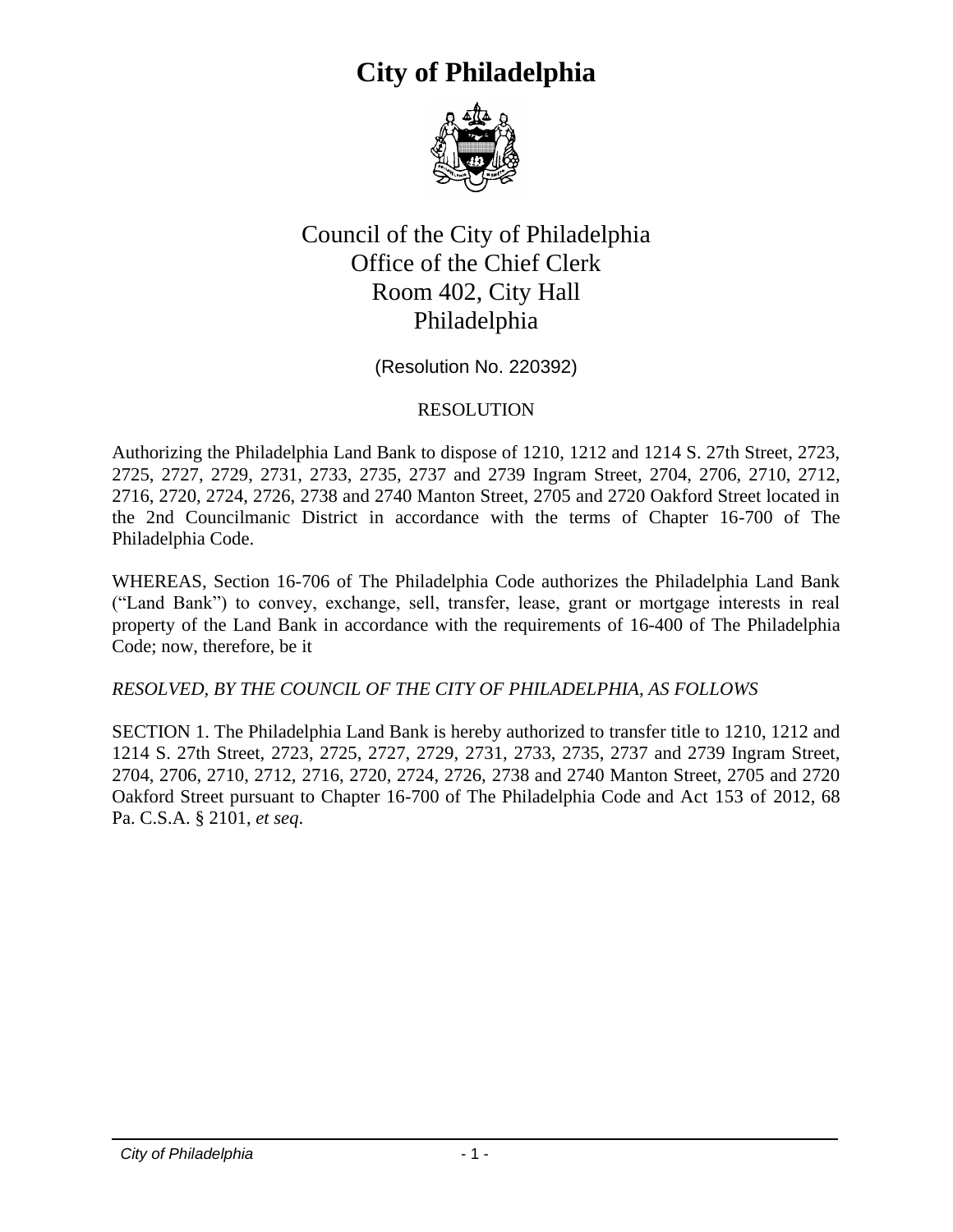# City of Philadelphia

Council of the City of Philadelphia
Office of the Chief Clerk
Room 402, City Hall
Philadelphia

(Resolution No. 220392)

RESOLUTION

Authorizing the Philadelphia Land Bank to dispose of 1210, 1212 and 1214 S. 27th Street, 2723, 2725, 2727, 2729, 2731, 2733, 2735, 2737 and 2739 Ingram Street, 2704, 2706, 2710, 2712, 2716, 2720, 2724, 2726, 2738 and 2740 Manton Street, 2705 and 2720 Oakford Street located in the 2nd Councilmanic District in accordance with the terms of Chapter 16-700 of The Philadelphia Code.

WHEREAS, Section 16-706 of The Philadelphia Code authorizes the Philadelphia Land Bank ("Land Bank") to convey, exchange, sell, transfer, lease, grant or mortgage interests in real property of the Land Bank in accordance with the requirements of 16-400 of The Philadelphia Code; now, therefore, be it

*RESOLVED, BY THE COUNCIL OF THE CITY OF PHILADELPHIA, AS FOLLOWS*

SECTION 1. The Philadelphia Land Bank is hereby authorized to transfer title to 1210, 1212 and 1214 S. 27th Street, 2723, 2725, 2727, 2729, 2731, 2733, 2735, 2737 and 2739 Ingram Street, 2704, 2706, 2710, 2712, 2716, 2720, 2724, 2726, 2738 and 2740 Manton Street, 2705 and 2720 Oakford Street pursuant to Chapter 16-700 of The Philadelphia Code and Act 153 of 2012, 68 Pa. C.S.A. § 2101, *et seq*.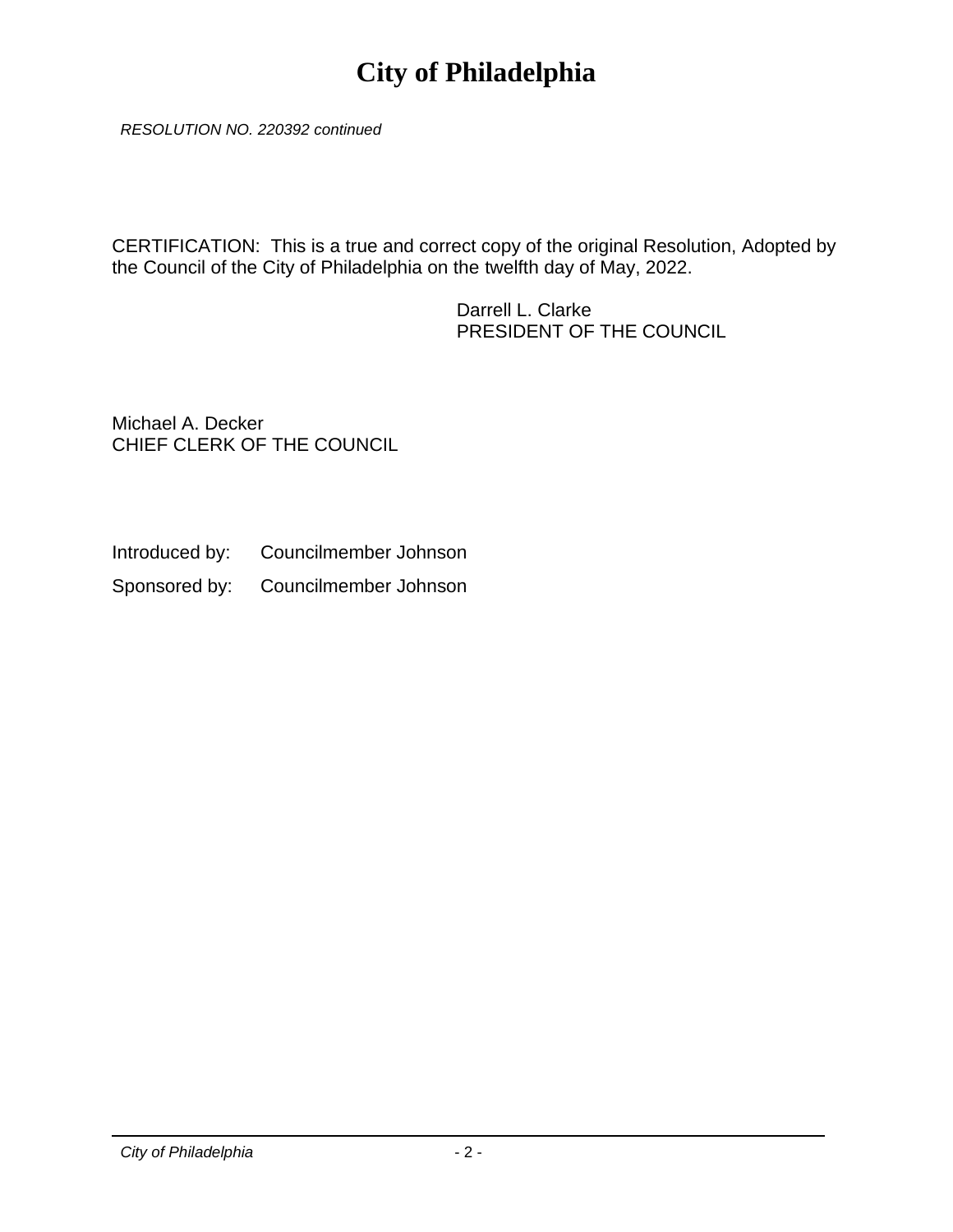# City of Philadelphia

*RESOLUTION NO. 220392 continued*

CERTIFICATION: This is a true and correct copy of the original Resolution, Adopted by the Council of the City of Philadelphia on the twelfth day of May, 2022.

Darrell L. Clarke
PRESIDENT OF THE COUNCIL

Michael A. Decker
CHIEF CLERK OF THE COUNCIL

Introduced by: Councilmember Johnson

Sponsored by: Councilmember Johnson